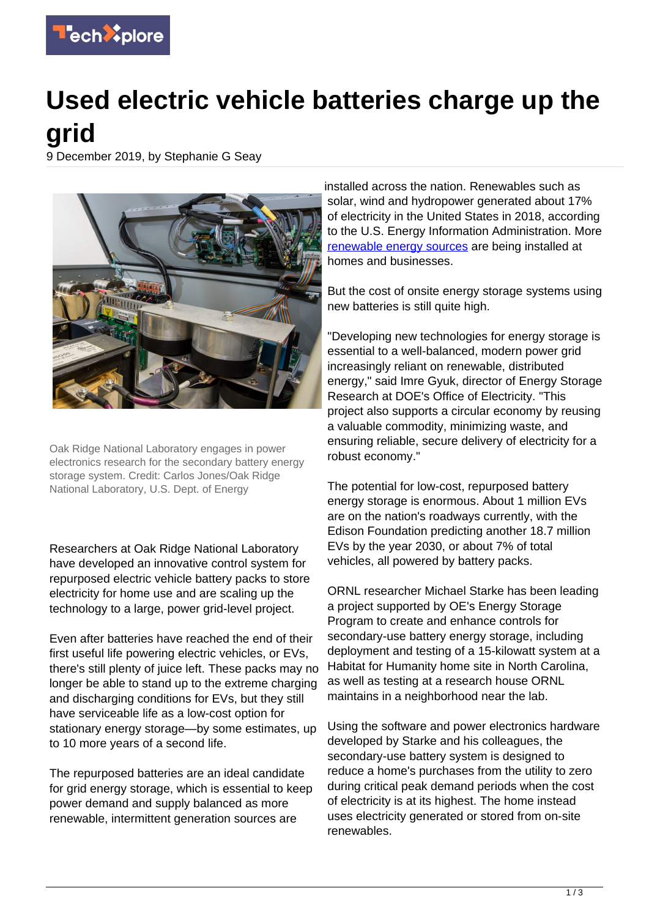# Used electric vehicle batteries charge up the grid

9 December 2019, by Stephanie G Seay

Oak Ridge National Laboratory engages in power electronics research for the secondary battery energy storage system. Credit: Carlos Jones/Oak Ridge National Laboratory, U.S. Dept. of Energy

Researchers at Oak Ridge National Laboratory have developed an innovative control system for repurposed electric vehicle battery packs to store electricity for home use and are scaling up the technology to a large, power grid-level project.

Even after batteries have reached the end of their first useful life powering electric vehicles, or EVs, there's still plenty of juice left. These packs may no longer be able to stand up to the extreme charging and discharging conditions for EVs, but they still have serviceable life as a low-cost option for stationary energy storage—by some estimates, up to 10 more years of a second life.

The repurposed batteries are an ideal candidate for grid energy storage, which is essential to keep power demand and supply balanced as more renewable, intermittent generation sources are installed across the nation. Renewables such as solar, wind and hydropower generated about 17% of electricity in the United States in 2018, according to the U.S. Energy Information Administration. More renewable energy sources are being installed at homes and businesses.

But the cost of onsite energy storage systems using new batteries is still quite high.

"Developing new technologies for energy storage is essential to a well-balanced, modern power grid increasingly reliant on renewable, distributed energy," said Imre Gyuk, director of Energy Storage Research at DOE's Office of Electricity. "This project also supports a circular economy by reusing a valuable commodity, minimizing waste, and ensuring reliable, secure delivery of electricity for a robust economy."

The potential for low-cost, repurposed battery energy storage is enormous. About 1 million EVs are on the nation's roadways currently, with the Edison Foundation predicting another 18.7 million EVs by the year 2030, or about 7% of total vehicles, all powered by battery packs.

ORNL researcher Michael Starke has been leading a project supported by OE's Energy Storage Program to create and enhance controls for secondary-use battery energy storage, including deployment and testing of a 15-kilowatt system at a Habitat for Humanity home site in North Carolina, as well as testing at a research house ORNL maintains in a neighborhood near the lab.

Using the software and power electronics hardware developed by Starke and his colleagues, the secondary-use battery system is designed to reduce a home's purchases from the utility to zero during critical peak demand periods when the cost of electricity is at its highest. The home instead uses electricity generated or stored from on-site renewables.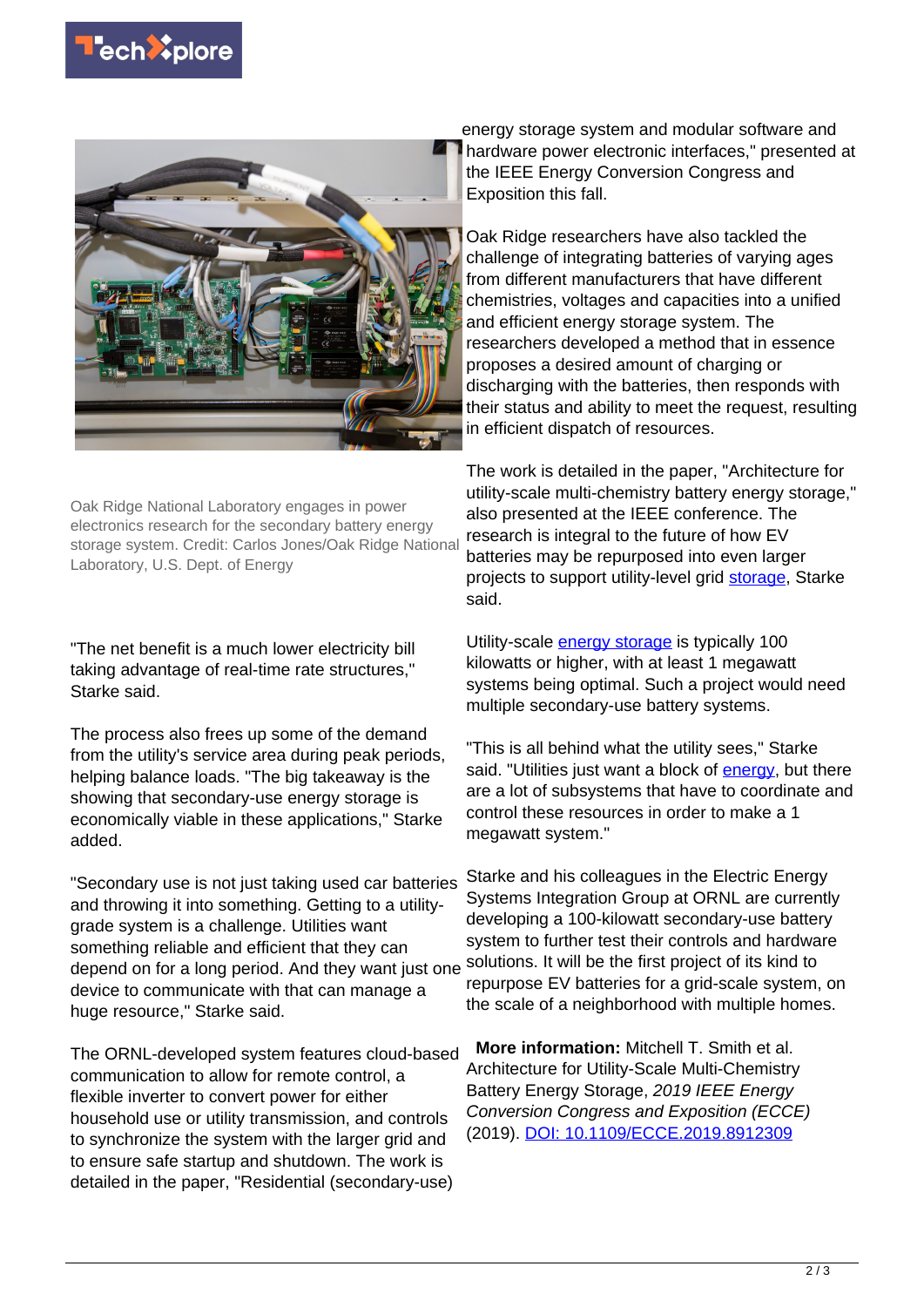Oak Ridge National Laboratory engages in power electronics research for the secondary battery energy storage system. Credit: Carlos Jones/Oak Ridge National Laboratory, U.S. Dept. of Energy

"The net benefit is a much lower electricity bill taking advantage of real-time rate structures," Starke said.

The process also frees up some of the demand from the utility's service area during peak periods, helping balance loads. "The big takeaway is the showing that secondary-use energy storage is economically viable in these applications," Starke added.

"Secondary use is not just taking used car batteries and throwing it into something. Getting to a utility-grade system is a challenge. Utilities want something reliable and efficient that they can depend on for a long period. And they want just one device to communicate with that can manage a huge resource," Starke said.

The ORNL-developed system features cloud-based communication to allow for remote control, a flexible inverter to convert power for either household use or utility transmission, and controls to synchronize the system with the larger grid and to ensure safe startup and shutdown. The work is detailed in the paper, "Residential (secondary-use) energy storage system and modular software and hardware power electronic interfaces," presented at the IEEE Energy Conversion Congress and Exposition this fall.

Oak Ridge researchers have also tackled the challenge of integrating batteries of varying ages from different manufacturers that have different chemistries, voltages and capacities into a unified and efficient energy storage system. The researchers developed a method that in essence proposes a desired amount of charging or discharging with the batteries, then responds with their status and ability to meet the request, resulting in efficient dispatch of resources.

The work is detailed in the paper, "Architecture for utility-scale multi-chemistry battery energy storage," also presented at the IEEE conference. The research is integral to the future of how EV batteries may be repurposed into even larger projects to support utility-level grid storage, Starke said.

Utility-scale energy storage is typically 100 kilowatts or higher, with at least 1 megawatt systems being optimal. Such a project would need multiple secondary-use battery systems.

"This is all behind what the utility sees," Starke said. "Utilities just want a block of energy, but there are a lot of subsystems that have to coordinate and control these resources in order to make a 1 megawatt system."

Starke and his colleagues in the Electric Energy Systems Integration Group at ORNL are currently developing a 100-kilowatt secondary-use battery system to further test their controls and hardware solutions. It will be the first project of its kind to repurpose EV batteries for a grid-scale system, on the scale of a neighborhood with multiple homes.

**More information:** Mitchell T. Smith et al. Architecture for Utility-Scale Multi-Chemistry Battery Energy Storage, *2019 IEEE Energy Conversion Congress and Exposition (ECCE)* (2019). DOI: 10.1109/ECCE.2019.8912309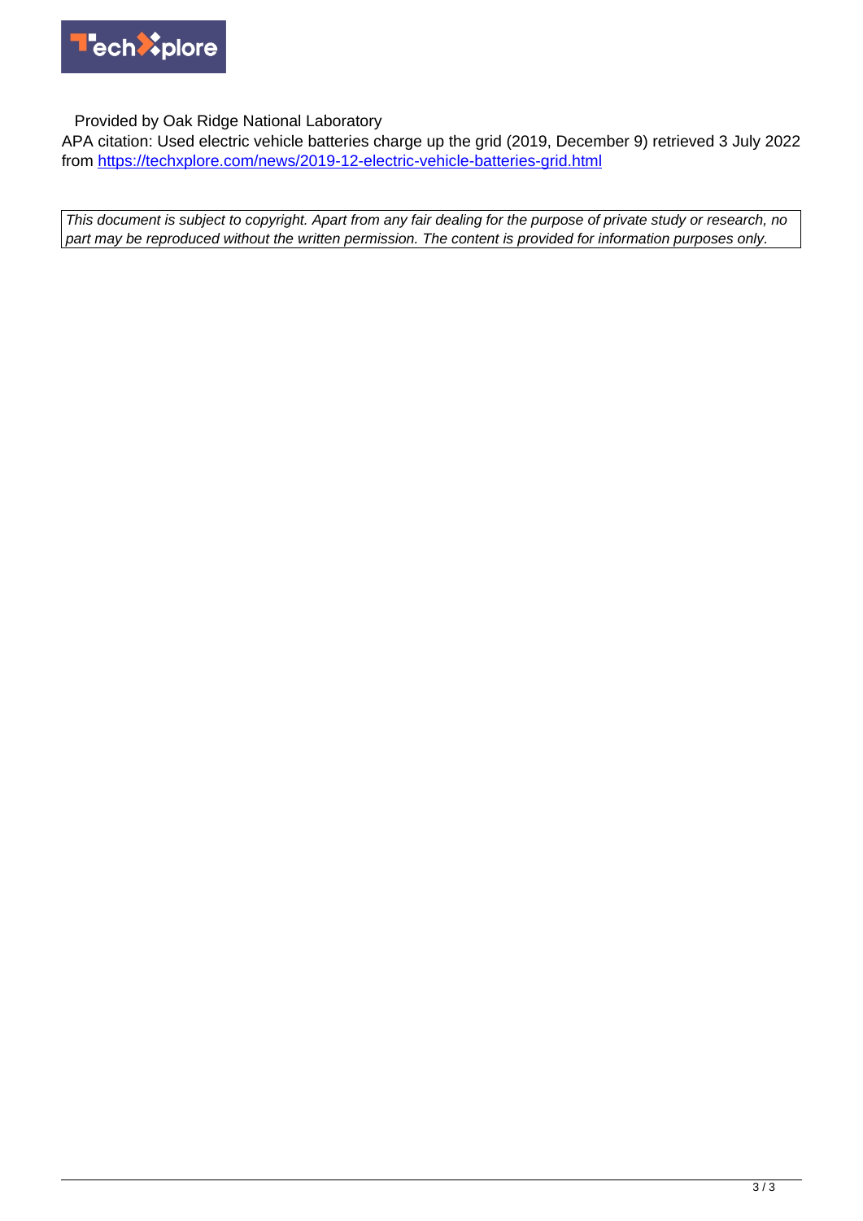Provided by Oak Ridge National Laboratory

APA citation: Used electric vehicle batteries charge up the grid (2019, December 9) retrieved 3 July 2022 from https://techxplore.com/news/2019-12-electric-vehicle-batteries-grid.html

*This document is subject to copyright. Apart from any fair dealing for the purpose of private study or research, no part may be reproduced without the written permission. The content is provided for information purposes only.*